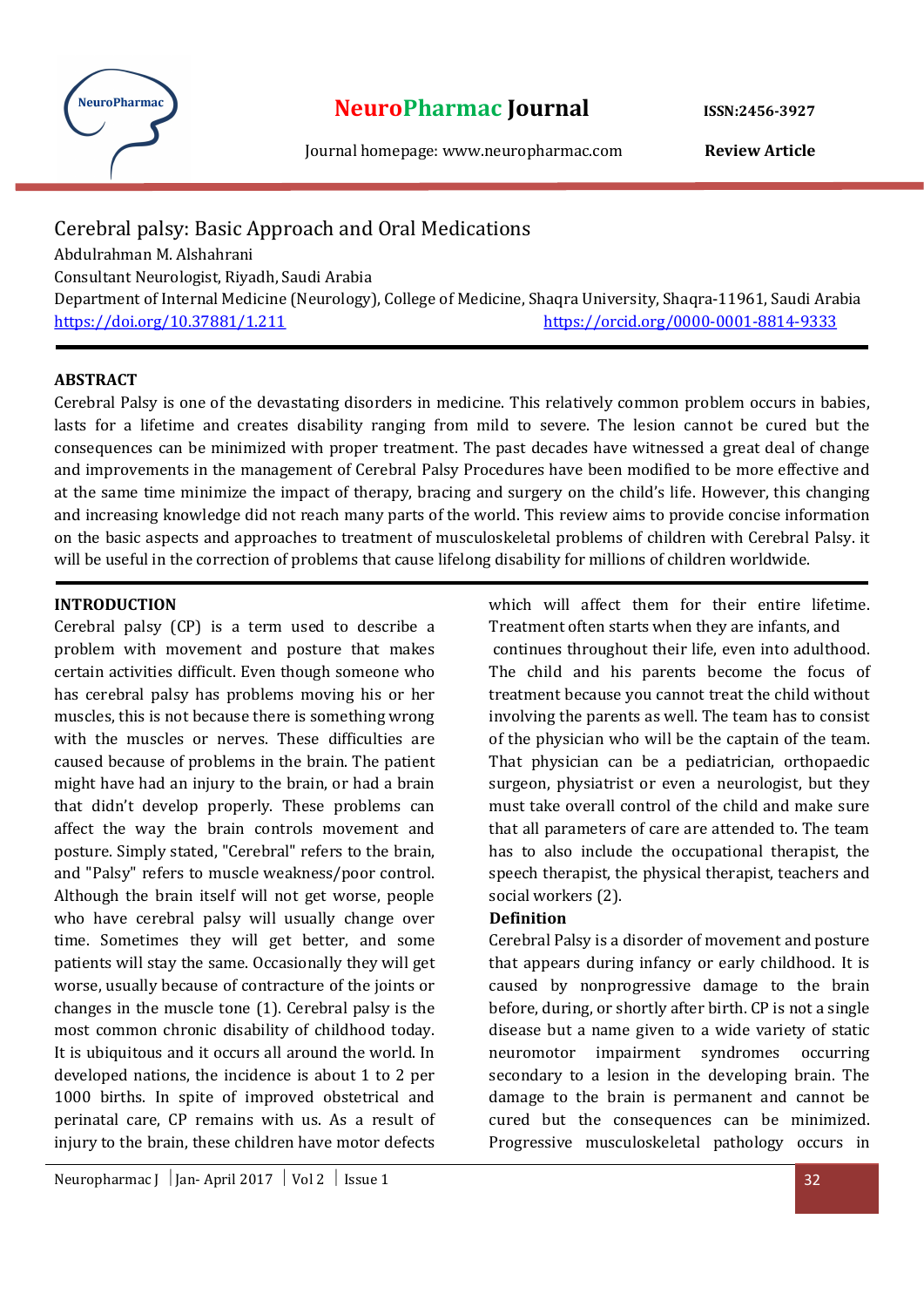# Cerebral palsy: Basic Approach and Oral Medications

Abdulrahman M. Alshahrani

Consultant Neurologist, Riyadh, Saudi Arabia

Department of Internal Medicine (Neurology), College of Medicine, Shaqra University, Shaqra-11961, Saudi Arabia

https://doi.org/10.37881/1.211 https://orcid.org/0000-0001-8814-9333

## ABSTRACT

Cerebral Palsy is one of the devastating disorders in medicine. This relatively common problem occurs in babies, lasts for a lifetime and creates disability ranging from mild to severe. The lesion cannot be cured but the consequences can be minimized with proper treatment. The past decades have witnessed a great deal of change and improvements in the management of Cerebral Palsy Procedures have been modified to be more effective and at the same time minimize the impact of therapy, bracing and surgery on the child's life. However, this changing and increasing knowledge did not reach many parts of the world. This review aims to provide concise information on the basic aspects and approaches to treatment of musculoskeletal problems of children with Cerebral Palsy. it will be useful in the correction of problems that cause lifelong disability for millions of children worldwide.

## INTRODUCTION

Cerebral palsy (CP) is a term used to describe a problem with movement and posture that makes certain activities difficult. Even though someone who has cerebral palsy has problems moving his or her muscles, this is not because there is something wrong with the muscles or nerves. These difficulties are caused because of problems in the brain. The patient might have had an injury to the brain, or had a brain that didn't develop properly. These problems can affect the way the brain controls movement and posture. Simply stated, "Cerebral" refers to the brain, and "Palsy" refers to muscle weakness/poor control. Although the brain itself will not get worse, people who have cerebral palsy will usually change over time. Sometimes they will get better, and some patients will stay the same. Occasionally they will get worse, usually because of contracture of the joints or changes in the muscle tone (1). Cerebral palsy is the most common chronic disability of childhood today. It is ubiquitous and it occurs all around the world. In developed nations, the incidence is about 1 to 2 per 1000 births. In spite of improved obstetrical and perinatal care, CP remains with us. As a result of injury to the brain, these children have motor defects which will affect them for their entire lifetime. Treatment often starts when they are infants, and continues throughout their life, even into adulthood. The child and his parents become the focus of treatment because you cannot treat the child without involving the parents as well. The team has to consist of the physician who will be the captain of the team. That physician can be a pediatrician, orthopaedic surgeon, physiatrist or even a neurologist, but they must take overall control of the child and make sure that all parameters of care are attended to. The team has to also include the occupational therapist, the speech therapist, the physical therapist, teachers and social workers (2).

### Definition

Cerebral Palsy is a disorder of movement and posture that appears during infancy or early childhood. It is caused by nonprogressive damage to the brain before, during, or shortly after birth. CP is not a single disease but a name given to a wide variety of static neuromotor impairment syndromes occurring secondary to a lesion in the developing brain. The damage to the brain is permanent and cannot be cured but the consequences can be minimized. Progressive musculoskeletal pathology occurs in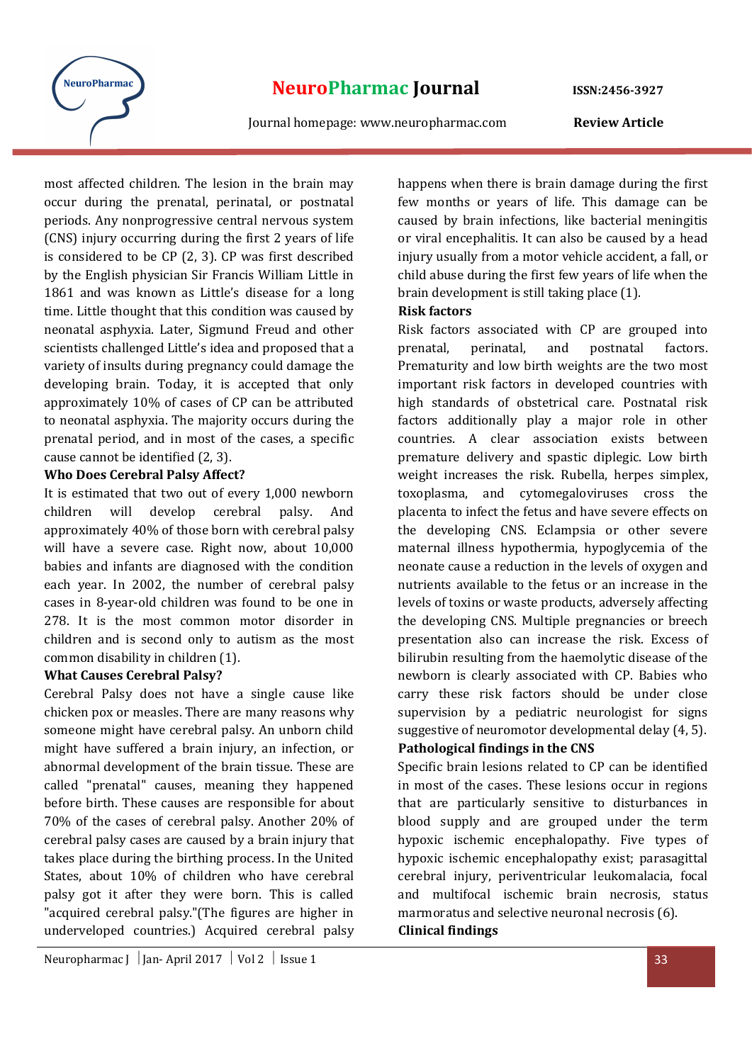most affected children. The lesion in the brain may occur during the prenatal, perinatal, or postnatal periods. Any nonprogressive central nervous system (CNS) injury occurring during the first 2 years of life is considered to be CP (2, 3). CP was first described by the English physician Sir Francis William Little in 1861 and was known as Little's disease for a long time. Little thought that this condition was caused by neonatal asphyxia. Later, Sigmund Freud and other scientists challenged Little's idea and proposed that a variety of insults during pregnancy could damage the developing brain. Today, it is accepted that only approximately 10% of cases of CP can be attributed to neonatal asphyxia. The majority occurs during the prenatal period, and in most of the cases, a specific cause cannot be identified (2, 3).

**Who Does Cerebral Palsy Affect?**

It is estimated that two out of every 1,000 newborn children will develop cerebral palsy. And approximately 40% of those born with cerebral palsy will have a severe case. Right now, about 10,000 babies and infants are diagnosed with the condition each year. In 2002, the number of cerebral palsy cases in 8-year-old children was found to be one in 278. It is the most common motor disorder in children and is second only to autism as the most common disability in children (1).

**What Causes Cerebral Palsy?**

Cerebral Palsy does not have a single cause like chicken pox or measles. There are many reasons why someone might have cerebral palsy. An unborn child might have suffered a brain injury, an infection, or abnormal development of the brain tissue. These are called "prenatal" causes, meaning they happened before birth. These causes are responsible for about 70% of the cases of cerebral palsy. Another 20% of cerebral palsy cases are caused by a brain injury that takes place during the birthing process. In the United States, about 10% of children who have cerebral palsy got it after they were born. This is called "acquired cerebral palsy."(The figures are higher in underveloped countries.) Acquired cerebral palsy happens when there is brain damage during the first few months or years of life. This damage can be caused by brain infections, like bacterial meningitis or viral encephalitis. It can also be caused by a head injury usually from a motor vehicle accident, a fall, or child abuse during the first few years of life when the brain development is still taking place (1).

**Risk factors**

Risk factors associated with CP are grouped into prenatal, perinatal, and postnatal factors. Prematurity and low birth weights are the two most important risk factors in developed countries with high standards of obstetrical care. Postnatal risk factors additionally play a major role in other countries. A clear association exists between premature delivery and spastic diplegic. Low birth weight increases the risk. Rubella, herpes simplex, toxoplasma, and cytomegaloviruses cross the placenta to infect the fetus and have severe effects on the developing CNS. Eclampsia or other severe maternal illness hypothermia, hypoglycemia of the neonate cause a reduction in the levels of oxygen and nutrients available to the fetus or an increase in the levels of toxins or waste products, adversely affecting the developing CNS. Multiple pregnancies or breech presentation also can increase the risk. Excess of bilirubin resulting from the haemolytic disease of the newborn is clearly associated with CP. Babies who carry these risk factors should be under close supervision by a pediatric neurologist for signs suggestive of neuromotor developmental delay (4, 5).

**Pathological findings in the CNS**

Specific brain lesions related to CP can be identified in most of the cases. These lesions occur in regions that are particularly sensitive to disturbances in blood supply and are grouped under the term hypoxic ischemic encephalopathy. Five types of hypoxic ischemic encephalopathy exist; parasagittal cerebral injury, periventricular leukomalacia, focal and multifocal ischemic brain necrosis, status marmoratus and selective neuronal necrosis (6).

**Clinical findings**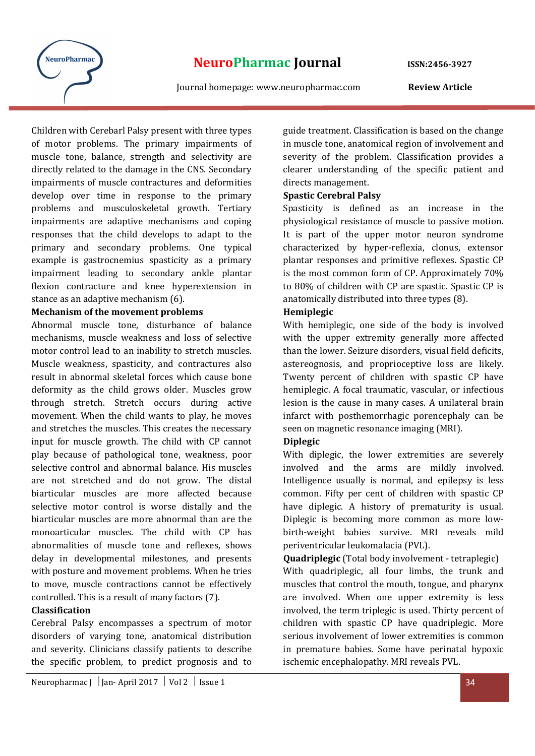Children with Cerebarl Palsy present with three types of motor problems. The primary impairments of muscle tone, balance, strength and selectivity are directly related to the damage in the CNS. Secondary impairments of muscle contractures and deformities develop over time in response to the primary problems and musculoskeletal growth. Tertiary impairments are adaptive mechanisms and coping responses that the child develops to adapt to the primary and secondary problems. One typical example is gastrocnemius spasticity as a primary impairment leading to secondary ankle plantar flexion contracture and knee hyperextension in stance as an adaptive mechanism (6).

### Mechanism of the movement problems

Abnormal muscle tone, disturbance of balance mechanisms, muscle weakness and loss of selective motor control lead to an inability to stretch muscles. Muscle weakness, spasticity, and contractures also result in abnormal skeletal forces which cause bone deformity as the child grows older. Muscles grow through stretch. Stretch occurs during active movement. When the child wants to play, he moves and stretches the muscles. This creates the necessary input for muscle growth. The child with CP cannot play because of pathological tone, weakness, poor selective control and abnormal balance. His muscles are not stretched and do not grow. The distal biarticular muscles are more affected because selective motor control is worse distally and the biarticular muscles are more abnormal than are the monoarticular muscles. The child with CP has abnormalities of muscle tone and reflexes, shows delay in developmental milestones, and presents with posture and movement problems. When he tries to move, muscle contractions cannot be effectively controlled. This is a result of many factors (7).

### Classification

Cerebral Palsy encompasses a spectrum of motor disorders of varying tone, anatomical distribution and severity. Clinicians classify patients to describe the specific problem, to predict prognosis and to guide treatment. Classification is based on the change in muscle tone, anatomical region of involvement and severity of the problem. Classification provides a clearer understanding of the specific patient and directs management.

### Spastic Cerebral Palsy

Spasticity is defined as an increase in the physiological resistance of muscle to passive motion. It is part of the upper motor neuron syndrome characterized by hyper-reflexia, clonus, extensor plantar responses and primitive reflexes. Spastic CP is the most common form of CP. Approximately 70% to 80% of children with CP are spastic. Spastic CP is anatomically distributed into three types (8).

#### Hemiplegic

With hemiplegic, one side of the body is involved with the upper extremity generally more affected than the lower. Seizure disorders, visual field deficits, astereognosis, and proprioceptive loss are likely. Twenty percent of children with spastic CP have hemiplegic. A focal traumatic, vascular, or infectious lesion is the cause in many cases. A unilateral brain infarct with posthemorrhagic porencephaly can be seen on magnetic resonance imaging (MRI).

#### Diplegic

With diplegic, the lower extremities are severely involved and the arms are mildly involved. Intelligence usually is normal, and epilepsy is less common. Fifty per cent of children with spastic CP have diplegic. A history of prematurity is usual. Diplegic is becoming more common as more low-birth-weight babies survive. MRI reveals mild periventricular leukomalacia (PVL).

**Quadriplegic** (Total body involvement - tetraplegic)

With quadriplegic, all four limbs, the trunk and muscles that control the mouth, tongue, and pharynx are involved. When one upper extremity is less involved, the term triplegic is used. Thirty percent of children with spastic CP have quadriplegic. More serious involvement of lower extremities is common in premature babies. Some have perinatal hypoxic ischemic encephalopathy. MRI reveals PVL.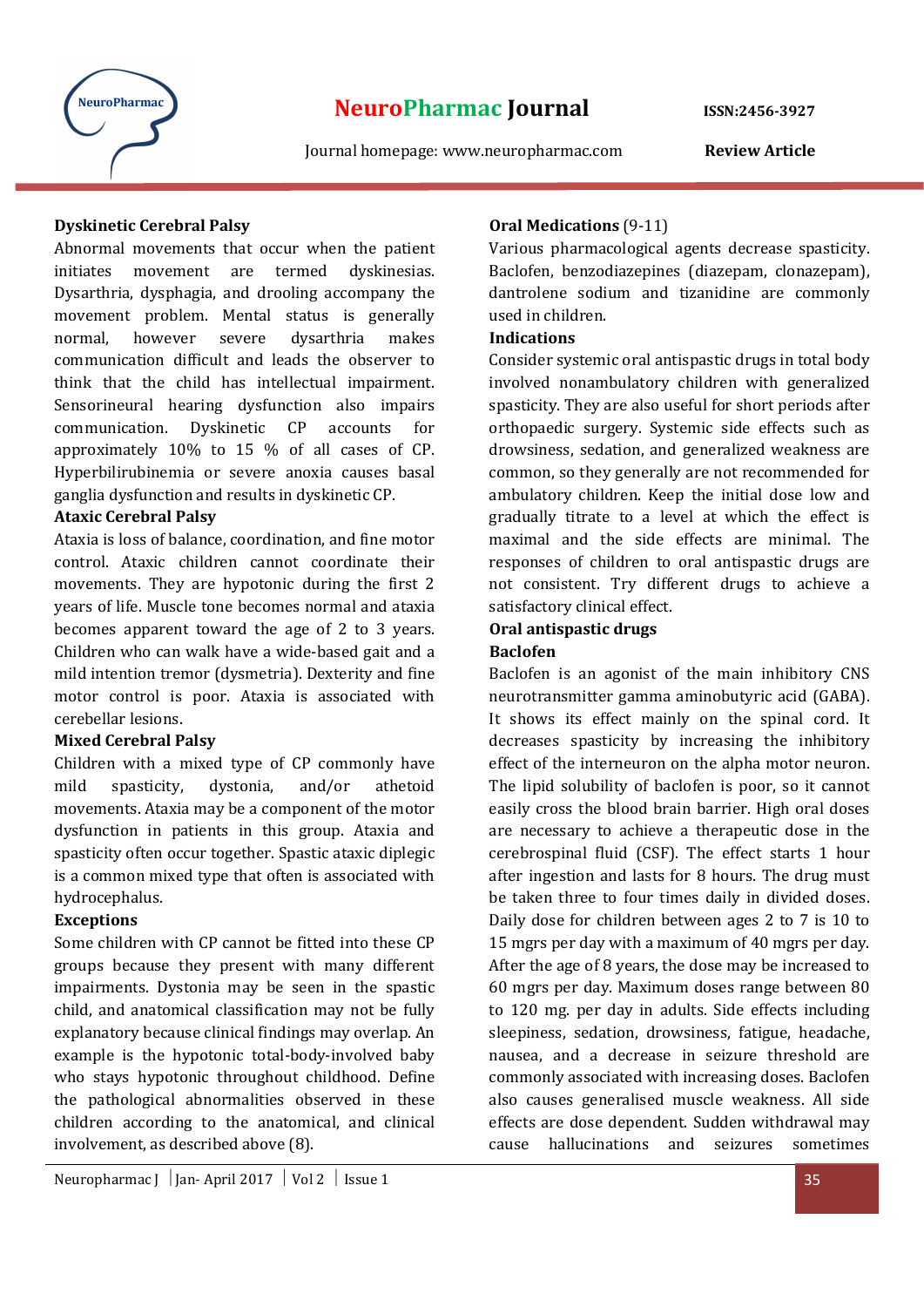**Dyskinetic Cerebral Palsy**

Abnormal movements that occur when the patient initiates movement are termed dyskinesias. Dysarthria, dysphagia, and drooling accompany the movement problem. Mental status is generally normal, however severe dysarthria makes communication difficult and leads the observer to think that the child has intellectual impairment. Sensorineural hearing dysfunction also impairs communication. Dyskinetic CP accounts for approximately 10% to 15 % of all cases of CP. Hyperbilirubinemia or severe anoxia causes basal ganglia dysfunction and results in dyskinetic CP.

**Ataxic Cerebral Palsy**

Ataxia is loss of balance, coordination, and fine motor control. Ataxic children cannot coordinate their movements. They are hypotonic during the first 2 years of life. Muscle tone becomes normal and ataxia becomes apparent toward the age of 2 to 3 years. Children who can walk have a wide-based gait and a mild intention tremor (dysmetria). Dexterity and fine motor control is poor. Ataxia is associated with cerebellar lesions.

**Mixed Cerebral Palsy**

Children with a mixed type of CP commonly have mild spasticity, dystonia, and/or athetoid movements. Ataxia may be a component of the motor dysfunction in patients in this group. Ataxia and spasticity often occur together. Spastic ataxic diplegic is a common mixed type that often is associated with hydrocephalus.

**Exceptions**

Some children with CP cannot be fitted into these CP groups because they present with many different impairments. Dystonia may be seen in the spastic child, and anatomical classification may not be fully explanatory because clinical findings may overlap. An example is the hypotonic total-body-involved baby who stays hypotonic throughout childhood. Define the pathological abnormalities observed in these children according to the anatomical, and clinical involvement, as described above (8).

**Oral Medications** (9-11)

Various pharmacological agents decrease spasticity. Baclofen, benzodiazepines (diazepam, clonazepam), dantrolene sodium and tizanidine are commonly used in children.

**Indications**

Consider systemic oral antispastic drugs in total body involved nonambulatory children with generalized spasticity. They are also useful for short periods after orthopaedic surgery. Systemic side effects such as drowsiness, sedation, and generalized weakness are common, so they generally are not recommended for ambulatory children. Keep the initial dose low and gradually titrate to a level at which the effect is maximal and the side effects are minimal. The responses of children to oral antispastic drugs are not consistent. Try different drugs to achieve a satisfactory clinical effect.

**Oral antispastic drugs**

**Baclofen**

Baclofen is an agonist of the main inhibitory CNS neurotransmitter gamma aminobutyric acid (GABA). It shows its effect mainly on the spinal cord. It decreases spasticity by increasing the inhibitory effect of the interneuron on the alpha motor neuron. The lipid solubility of baclofen is poor, so it cannot easily cross the blood brain barrier. High oral doses are necessary to achieve a therapeutic dose in the cerebrospinal fluid (CSF). The effect starts 1 hour after ingestion and lasts for 8 hours. The drug must be taken three to four times daily in divided doses. Daily dose for children between ages 2 to 7 is 10 to 15 mgrs per day with a maximum of 40 mgrs per day. After the age of 8 years, the dose may be increased to 60 mgrs per day. Maximum doses range between 80 to 120 mg. per day in adults. Side effects including sleepiness, sedation, drowsiness, fatigue, headache, nausea, and a decrease in seizure threshold are commonly associated with increasing doses. Baclofen also causes generalised muscle weakness. All side effects are dose dependent. Sudden withdrawal may cause hallucinations and seizures sometimes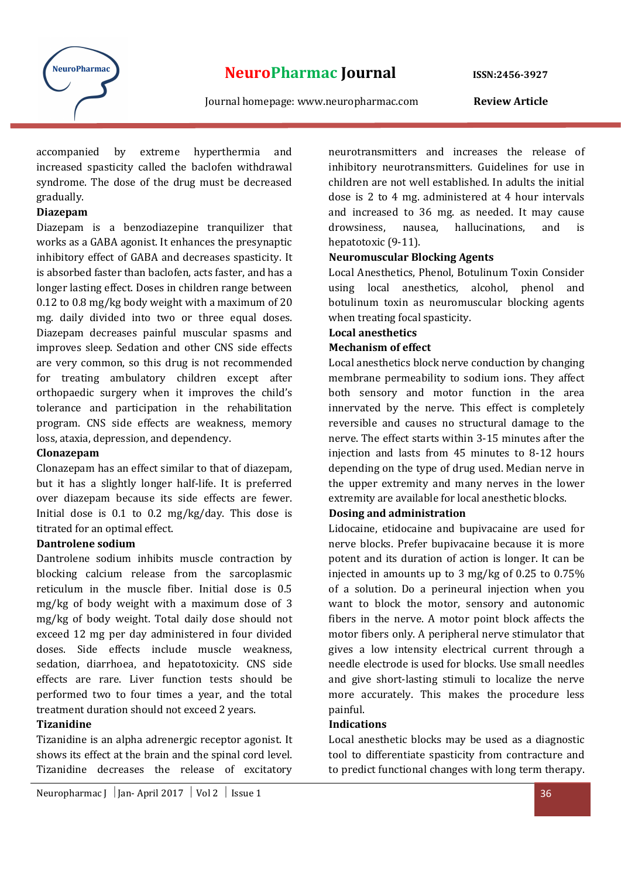accompanied by extreme hyperthermia and increased spasticity called the baclofen withdrawal syndrome. The dose of the drug must be decreased gradually.

**Diazepam**

Diazepam is a benzodiazepine tranquilizer that works as a GABA agonist. It enhances the presynaptic inhibitory effect of GABA and decreases spasticity. It is absorbed faster than baclofen, acts faster, and has a longer lasting effect. Doses in children range between 0.12 to 0.8 mg/kg body weight with a maximum of 20 mg. daily divided into two or three equal doses. Diazepam decreases painful muscular spasms and improves sleep. Sedation and other CNS side effects are very common, so this drug is not recommended for treating ambulatory children except after orthopaedic surgery when it improves the child's tolerance and participation in the rehabilitation program. CNS side effects are weakness, memory loss, ataxia, depression, and dependency.

**Clonazepam**

Clonazepam has an effect similar to that of diazepam, but it has a slightly longer half-life. It is preferred over diazepam because its side effects are fewer. Initial dose is 0.1 to 0.2 mg/kg/day. This dose is titrated for an optimal effect.

**Dantrolene sodium**

Dantrolene sodium inhibits muscle contraction by blocking calcium release from the sarcoplasmic reticulum in the muscle fiber. Initial dose is 0.5 mg/kg of body weight with a maximum dose of 3 mg/kg of body weight. Total daily dose should not exceed 12 mg per day administered in four divided doses. Side effects include muscle weakness, sedation, diarrhoea, and hepatotoxicity. CNS side effects are rare. Liver function tests should be performed two to four times a year, and the total treatment duration should not exceed 2 years.

**Tizanidine**

Tizanidine is an alpha adrenergic receptor agonist. It shows its effect at the brain and the spinal cord level. Tizanidine decreases the release of excitatory neurotransmitters and increases the release of inhibitory neurotransmitters. Guidelines for use in children are not well established. In adults the initial dose is 2 to 4 mg. administered at 4 hour intervals and increased to 36 mg. as needed. It may cause drowsiness, nausea, hallucinations, and is hepatotoxic (9-11).

**Neuromuscular Blocking Agents**

Local Anesthetics, Phenol, Botulinum Toxin Consider using local anesthetics, alcohol, phenol and botulinum toxin as neuromuscular blocking agents when treating focal spasticity.

**Local anesthetics**

**Mechanism of effect**

Local anesthetics block nerve conduction by changing membrane permeability to sodium ions. They affect both sensory and motor function in the area innervated by the nerve. This effect is completely reversible and causes no structural damage to the nerve. The effect starts within 3-15 minutes after the injection and lasts from 45 minutes to 8-12 hours depending on the type of drug used. Median nerve in the upper extremity and many nerves in the lower extremity are available for local anesthetic blocks.

**Dosing and administration**

Lidocaine, etidocaine and bupivacaine are used for nerve blocks. Prefer bupivacaine because it is more potent and its duration of action is longer. It can be injected in amounts up to 3 mg/kg of 0.25 to 0.75% of a solution. Do a perineural injection when you want to block the motor, sensory and autonomic fibers in the nerve. A motor point block affects the motor fibers only. A peripheral nerve stimulator that gives a low intensity electrical current through a needle electrode is used for blocks. Use small needles and give short-lasting stimuli to localize the nerve more accurately. This makes the procedure less painful.

**Indications**

Local anesthetic blocks may be used as a diagnostic tool to differentiate spasticity from contracture and to predict functional changes with long term therapy.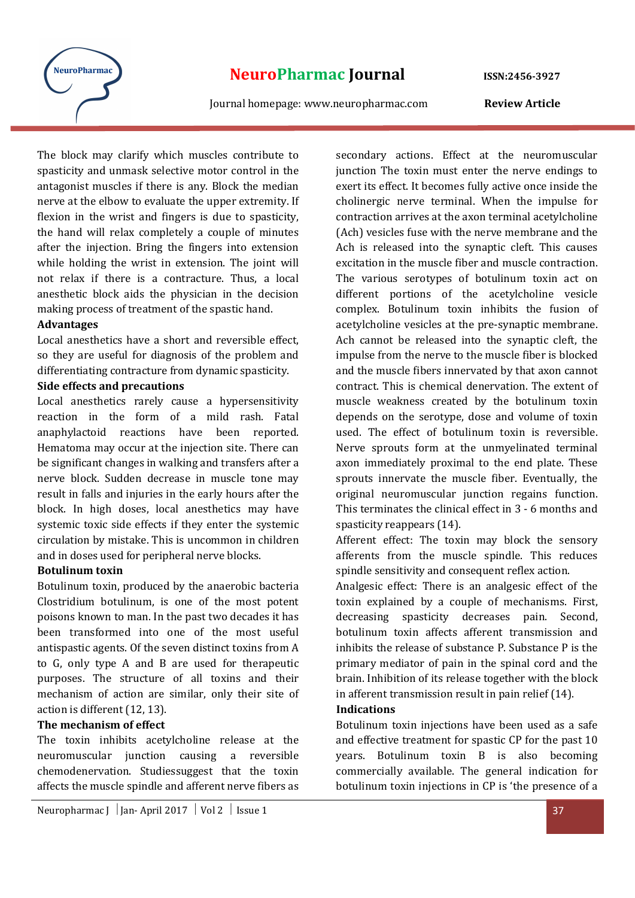The block may clarify which muscles contribute to spasticity and unmask selective motor control in the antagonist muscles if there is any. Block the median nerve at the elbow to evaluate the upper extremity. If flexion in the wrist and fingers is due to spasticity, the hand will relax completely a couple of minutes after the injection. Bring the fingers into extension while holding the wrist in extension. The joint will not relax if there is a contracture. Thus, a local anesthetic block aids the physician in the decision making process of treatment of the spastic hand.

**Advantages**

Local anesthetics have a short and reversible effect, so they are useful for diagnosis of the problem and differentiating contracture from dynamic spasticity.

**Side effects and precautions**

Local anesthetics rarely cause a hypersensitivity reaction in the form of a mild rash. Fatal anaphylactoid reactions have been reported. Hematoma may occur at the injection site. There can be significant changes in walking and transfers after a nerve block. Sudden decrease in muscle tone may result in falls and injuries in the early hours after the block. In high doses, local anesthetics may have systemic toxic side effects if they enter the systemic circulation by mistake. This is uncommon in children and in doses used for peripheral nerve blocks.

**Botulinum toxin**

Botulinum toxin, produced by the anaerobic bacteria Clostridium botulinum, is one of the most potent poisons known to man. In the past two decades it has been transformed into one of the most useful antispastic agents. Of the seven distinct toxins from A to G, only type A and B are used for therapeutic purposes. The structure of all toxins and their mechanism of action are similar, only their site of action is different (12, 13).

**The mechanism of effect**

The toxin inhibits acetylcholine release at the neuromuscular junction causing a reversible chemodenervation. Studiessuggest that the toxin affects the muscle spindle and afferent nerve fibers as secondary actions. Effect at the neuromuscular junction The toxin must enter the nerve endings to exert its effect. It becomes fully active once inside the cholinergic nerve terminal. When the impulse for contraction arrives at the axon terminal acetylcholine (Ach) vesicles fuse with the nerve membrane and the Ach is released into the synaptic cleft. This causes excitation in the muscle fiber and muscle contraction. The various serotypes of botulinum toxin act on different portions of the acetylcholine vesicle complex. Botulinum toxin inhibits the fusion of acetylcholine vesicles at the pre-synaptic membrane. Ach cannot be released into the synaptic cleft, the impulse from the nerve to the muscle fiber is blocked and the muscle fibers innervated by that axon cannot contract. This is chemical denervation. The extent of muscle weakness created by the botulinum toxin depends on the serotype, dose and volume of toxin used. The effect of botulinum toxin is reversible. Nerve sprouts form at the unmyelinated terminal axon immediately proximal to the end plate. These sprouts innervate the muscle fiber. Eventually, the original neuromuscular junction regains function. This terminates the clinical effect in 3 - 6 months and spasticity reappears (14).

Afferent effect: The toxin may block the sensory afferents from the muscle spindle. This reduces spindle sensitivity and consequent reflex action.

Analgesic effect: There is an analgesic effect of the toxin explained by a couple of mechanisms. First, decreasing spasticity decreases pain. Second, botulinum toxin affects afferent transmission and inhibits the release of substance P. Substance P is the primary mediator of pain in the spinal cord and the brain. Inhibition of its release together with the block in afferent transmission result in pain relief (14).

**Indications**

Botulinum toxin injections have been used as a safe and effective treatment for spastic CP for the past 10 years. Botulinum toxin B is also becoming commercially available. The general indication for botulinum toxin injections in CP is 'the presence of a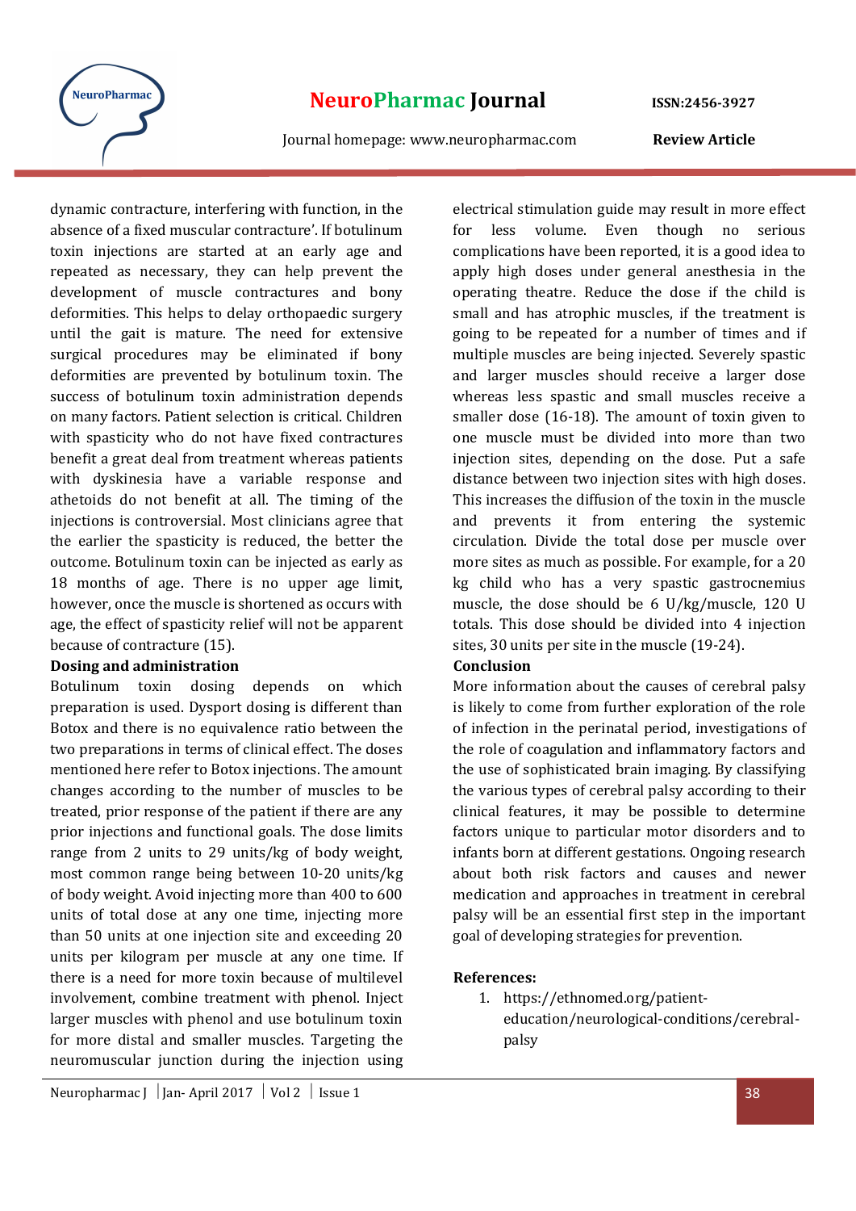dynamic contracture, interfering with function, in the absence of a fixed muscular contracture'. If botulinum toxin injections are started at an early age and repeated as necessary, they can help prevent the development of muscle contractures and bony deformities. This helps to delay orthopaedic surgery until the gait is mature. The need for extensive surgical procedures may be eliminated if bony deformities are prevented by botulinum toxin. The success of botulinum toxin administration depends on many factors. Patient selection is critical. Children with spasticity who do not have fixed contractures benefit a great deal from treatment whereas patients with dyskinesia have a variable response and athetoids do not benefit at all. The timing of the injections is controversial. Most clinicians agree that the earlier the spasticity is reduced, the better the outcome. Botulinum toxin can be injected as early as 18 months of age. There is no upper age limit, however, once the muscle is shortened as occurs with age, the effect of spasticity relief will not be apparent because of contracture (15).

**Dosing and administration**

Botulinum toxin dosing depends on which preparation is used. Dysport dosing is different than Botox and there is no equivalence ratio between the two preparations in terms of clinical effect. The doses mentioned here refer to Botox injections. The amount changes according to the number of muscles to be treated, prior response of the patient if there are any prior injections and functional goals. The dose limits range from 2 units to 29 units/kg of body weight, most common range being between 10-20 units/kg of body weight. Avoid injecting more than 400 to 600 units of total dose at any one time, injecting more than 50 units at one injection site and exceeding 20 units per kilogram per muscle at any one time. If there is a need for more toxin because of multilevel involvement, combine treatment with phenol. Inject larger muscles with phenol and use botulinum toxin for more distal and smaller muscles. Targeting the neuromuscular junction during the injection using electrical stimulation guide may result in more effect for less volume. Even though no serious complications have been reported, it is a good idea to apply high doses under general anesthesia in the operating theatre. Reduce the dose if the child is small and has atrophic muscles, if the treatment is going to be repeated for a number of times and if multiple muscles are being injected. Severely spastic and larger muscles should receive a larger dose whereas less spastic and small muscles receive a smaller dose (16-18). The amount of toxin given to one muscle must be divided into more than two injection sites, depending on the dose. Put a safe distance between two injection sites with high doses. This increases the diffusion of the toxin in the muscle and prevents it from entering the systemic circulation. Divide the total dose per muscle over more sites as much as possible. For example, for a 20 kg child who has a very spastic gastrocnemius muscle, the dose should be 6 U/kg/muscle, 120 U totals. This dose should be divided into 4 injection sites, 30 units per site in the muscle (19-24).

**Conclusion**

More information about the causes of cerebral palsy is likely to come from further exploration of the role of infection in the perinatal period, investigations of the role of coagulation and inflammatory factors and the use of sophisticated brain imaging. By classifying the various types of cerebral palsy according to their clinical features, it may be possible to determine factors unique to particular motor disorders and to infants born at different gestations. Ongoing research about both risk factors and causes and newer medication and approaches in treatment in cerebral palsy will be an essential first step in the important goal of developing strategies for prevention.

**References:**

1. https://ethnomed.org/patient-education/neurological-conditions/cerebral-palsy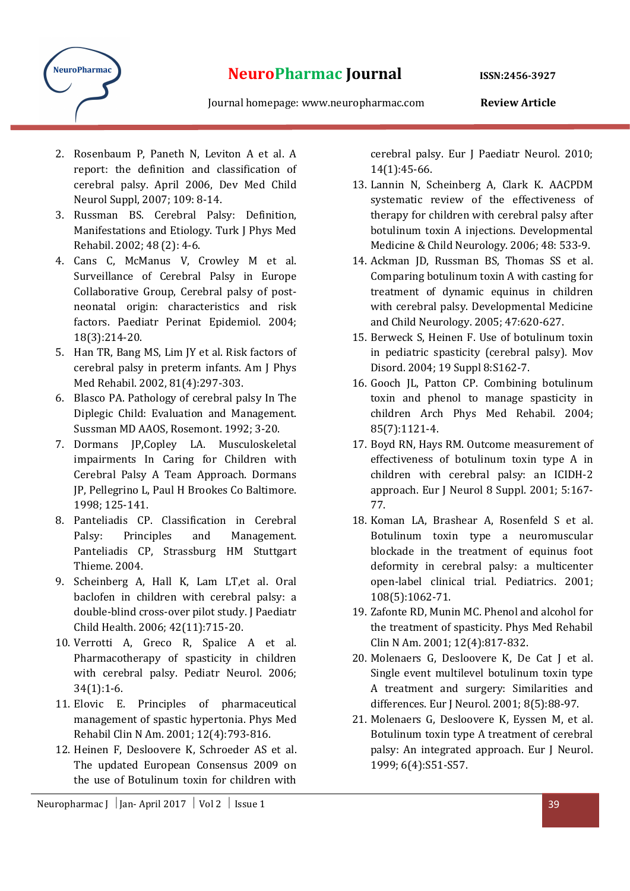2. Rosenbaum P, Paneth N, Leviton A et al. A report: the definition and classification of cerebral palsy. April 2006, Dev Med Child Neurol Suppl, 2007; 109: 8-14.
3. Russman BS. Cerebral Palsy: Definition, Manifestations and Etiology. Turk J Phys Med Rehabil. 2002; 48 (2): 4-6.
4. Cans C, McManus V, Crowley M et al. Surveillance of Cerebral Palsy in Europe Collaborative Group, Cerebral palsy of post-neonatal origin: characteristics and risk factors. Paediatr Perinat Epidemiol. 2004; 18(3):214-20.
5. Han TR, Bang MS, Lim JY et al. Risk factors of cerebral palsy in preterm infants. Am J Phys Med Rehabil. 2002, 81(4):297-303.
6. Blasco PA. Pathology of cerebral palsy In The Diplegic Child: Evaluation and Management. Sussman MD AAOS, Rosemont. 1992; 3-20.
7. Dormans JP,Copley LA. Musculoskeletal impairments In Caring for Children with Cerebral Palsy A Team Approach. Dormans JP, Pellegrino L, Paul H Brookes Co Baltimore. 1998; 125-141.
8. Panteliadis CP. Classification in Cerebral Palsy: Principles and Management. Panteliadis CP, Strassburg HM Stuttgart Thieme. 2004.
9. Scheinberg A, Hall K, Lam LT,et al. Oral baclofen in children with cerebral palsy: a double-blind cross-over pilot study. J Paediatr Child Health. 2006; 42(11):715-20.
10. Verrotti A, Greco R, Spalice A et al. Pharmacotherapy of spasticity in children with cerebral palsy. Pediatr Neurol. 2006; 34(1):1-6.
11. Elovic E. Principles of pharmaceutical management of spastic hypertonia. Phys Med Rehabil Clin N Am. 2001; 12(4):793-816.
12. Heinen F, Desloovere K, Schroeder AS et al. The updated European Consensus 2009 on the use of Botulinum toxin for children with cerebral palsy. Eur J Paediatr Neurol. 2010; 14(1):45-66.
13. Lannin N, Scheinberg A, Clark K. AACPDM systematic review of the effectiveness of therapy for children with cerebral palsy after botulinum toxin A injections. Developmental Medicine & Child Neurology. 2006; 48: 533-9.
14. Ackman JD, Russman BS, Thomas SS et al. Comparing botulinum toxin A with casting for treatment of dynamic equinus in children with cerebral palsy. Developmental Medicine and Child Neurology. 2005; 47:620-627.
15. Berweck S, Heinen F. Use of botulinum toxin in pediatric spasticity (cerebral palsy). Mov Disord. 2004; 19 Suppl 8:S162-7.
16. Gooch JL, Patton CP. Combining botulinum toxin and phenol to manage spasticity in children Arch Phys Med Rehabil. 2004; 85(7):1121-4.
17. Boyd RN, Hays RM. Outcome measurement of effectiveness of botulinum toxin type A in children with cerebral palsy: an ICIDH-2 approach. Eur J Neurol 8 Suppl. 2001; 5:167-77.
18. Koman LA, Brashear A, Rosenfeld S et al. Botulinum toxin type a neuromuscular blockade in the treatment of equinus foot deformity in cerebral palsy: a multicenter open-label clinical trial. Pediatrics. 2001; 108(5):1062-71.
19. Zafonte RD, Munin MC. Phenol and alcohol for the treatment of spasticity. Phys Med Rehabil Clin N Am. 2001; 12(4):817-832.
20. Molenaers G, Desloovere K, De Cat J et al. Single event multilevel botulinum toxin type A treatment and surgery: Similarities and differences. Eur J Neurol. 2001; 8(5):88-97.
21. Molenaers G, Desloovere K, Eyssen M, et al. Botulinum toxin type A treatment of cerebral palsy: An integrated approach. Eur J Neurol. 1999; 6(4):S51-S57.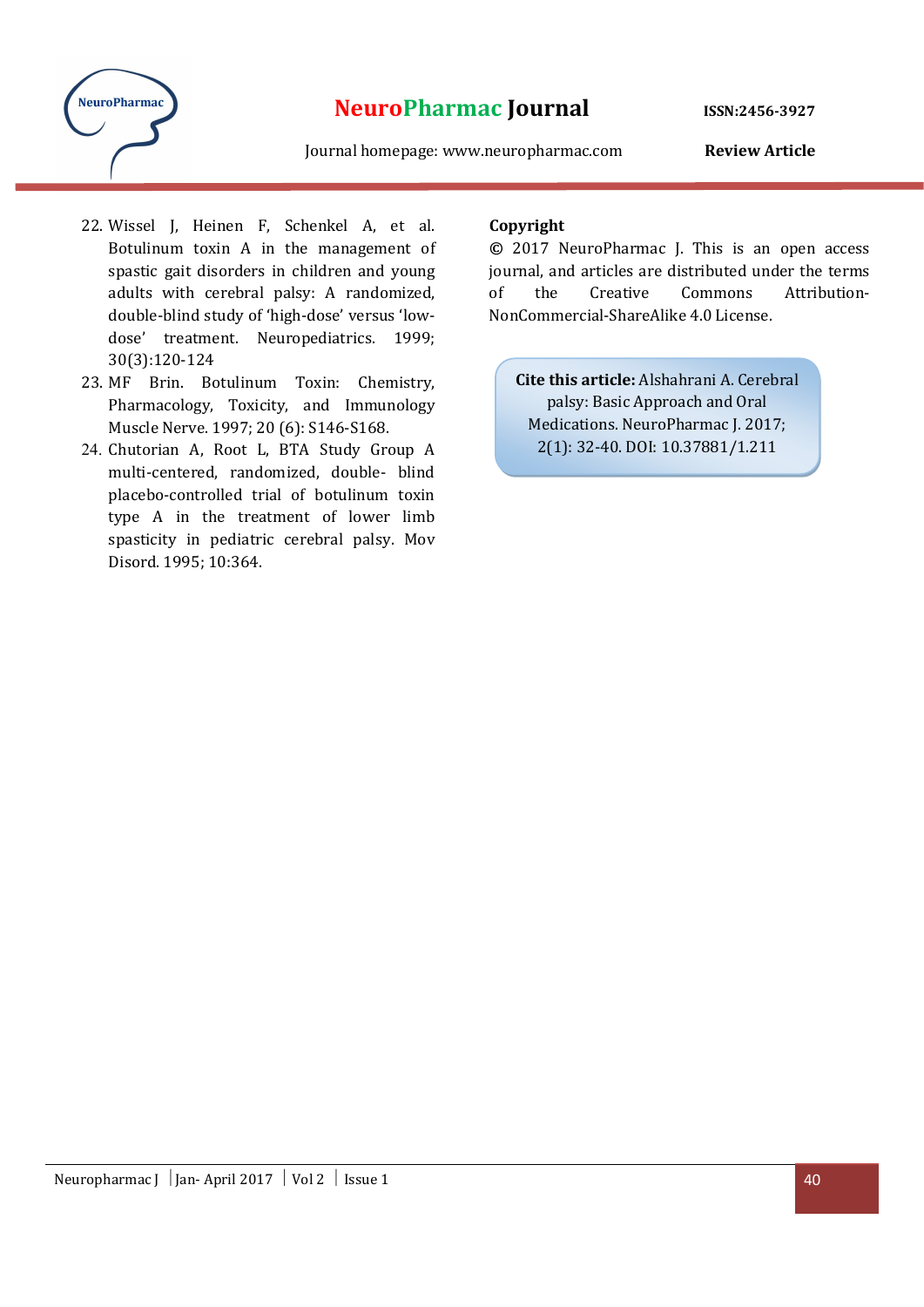22. Wissel J, Heinen F, Schenkel A, et al. Botulinum toxin A in the management of spastic gait disorders in children and young adults with cerebral palsy: A randomized, double-blind study of 'high-dose' versus 'low-dose' treatment. Neuropediatrics. 1999; 30(3):120-124
23. MF Brin. Botulinum Toxin: Chemistry, Pharmacology, Toxicity, and Immunology Muscle Nerve. 1997; 20 (6): S146-S168.
24. Chutorian A, Root L, BTA Study Group A multi-centered, randomized, double- blind placebo-controlled trial of botulinum toxin type A in the treatment of lower limb spasticity in pediatric cerebral palsy. Mov Disord. 1995; 10:364.

**Copyright**

© 2017 NeuroPharmac J. This is an open access journal, and articles are distributed under the terms of the Creative Commons Attribution-NonCommercial-ShareAlike 4.0 License.

**Cite this article:** Alshahrani A. Cerebral palsy: Basic Approach and Oral Medications. NeuroPharmac J. 2017; 2(1): 32-40. DOI: 10.37881/1.211